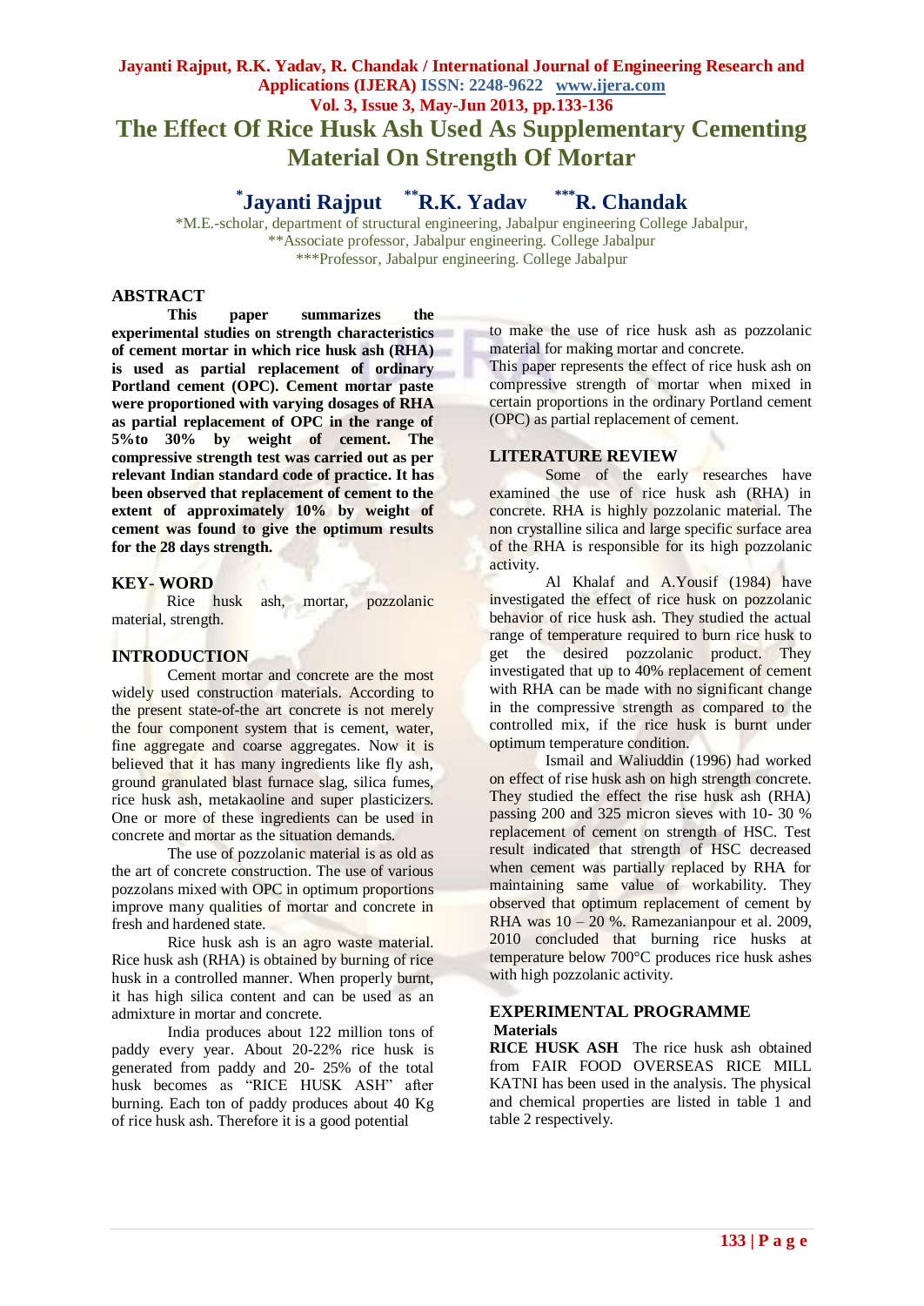# The Effect Of Rice Husk Ash Used As Supplementary Cementing Material On Strength Of Mortar

**[*]Jayanti Rajput [**]R.K. Yadav [***]R. Chandak**

*M.E.-scholar, department of structural engineering, Jabalpur engineering College Jabalpur,
**Associate professor, Jabalpur engineering. College Jabalpur
***Professor, Jabalpur engineering. College Jabalpur

## ABSTRACT

**This paper summarizes the experimental studies on strength characteristics of cement mortar in which rice husk ash (RHA) is used as partial replacement of ordinary Portland cement (OPC). Cement mortar paste were proportioned with varying dosages of RHA as partial replacement of OPC in the range of 5%to 30% by weight of cement. The compressive strength test was carried out as per relevant Indian standard code of practice. It has been observed that replacement of cement to the extent of approximately 10% by weight of cement was found to give the optimum results for the 28 days strength.**

## KEY- WORD

Rice husk ash, mortar, pozzolanic material, strength.

## INTRODUCTION

Cement mortar and concrete are the most widely used construction materials. According to the present state-of-the art concrete is not merely the four component system that is cement, water, fine aggregate and coarse aggregates. Now it is believed that it has many ingredients like fly ash, ground granulated blast furnace slag, silica fumes, rice husk ash, metakaoline and super plasticizers. One or more of these ingredients can be used in concrete and mortar as the situation demands.

The use of pozzolanic material is as old as the art of concrete construction. The use of various pozzolans mixed with OPC in optimum proportions improve many qualities of mortar and concrete in fresh and hardened state.

Rice husk ash is an agro waste material. Rice husk ash (RHA) is obtained by burning of rice husk in a controlled manner. When properly burnt, it has high silica content and can be used as an admixture in mortar and concrete.

India produces about 122 million tons of paddy every year. About 20-22% rice husk is generated from paddy and 20- 25% of the total husk becomes as "RICE HUSK ASH" after burning. Each ton of paddy produces about 40 Kg of rice husk ash. Therefore it is a good potential to make the use of rice husk ash as pozzolanic material for making mortar and concrete.

This paper represents the effect of rice husk ash on compressive strength of mortar when mixed in certain proportions in the ordinary Portland cement (OPC) as partial replacement of cement.

## LITERATURE REVIEW

Some of the early researches have examined the use of rice husk ash (RHA) in concrete. RHA is highly pozzolanic material. The non crystalline silica and large specific surface area of the RHA is responsible for its high pozzolanic activity.

Al Khalaf and A.Yousif (1984) have investigated the effect of rice husk on pozzolanic behavior of rice husk ash. They studied the actual range of temperature required to burn rice husk to get the desired pozzolanic product. They investigated that up to 40% replacement of cement with RHA can be made with no significant change in the compressive strength as compared to the controlled mix, if the rice husk is burnt under optimum temperature condition.

Ismail and Waliuddin (1996) had worked on effect of rise husk ash on high strength concrete. They studied the effect the rise husk ash (RHA) passing 200 and 325 micron sieves with 10- 30 % replacement of cement on strength of HSC. Test result indicated that strength of HSC decreased when cement was partially replaced by RHA for maintaining same value of workability. They observed that optimum replacement of cement by RHA was 10 – 20 %. Ramezanianpour et al. 2009, 2010 concluded that burning rice husks at temperature below 700°C produces rice husk ashes with high pozzolanic activity.

## EXPERIMENTAL PROGRAMME

### Materials

**RICE HUSK ASH** The rice husk ash obtained from FAIR FOOD OVERSEAS RICE MILL KATNI has been used in the analysis. The physical and chemical properties are listed in table 1 and table 2 respectively.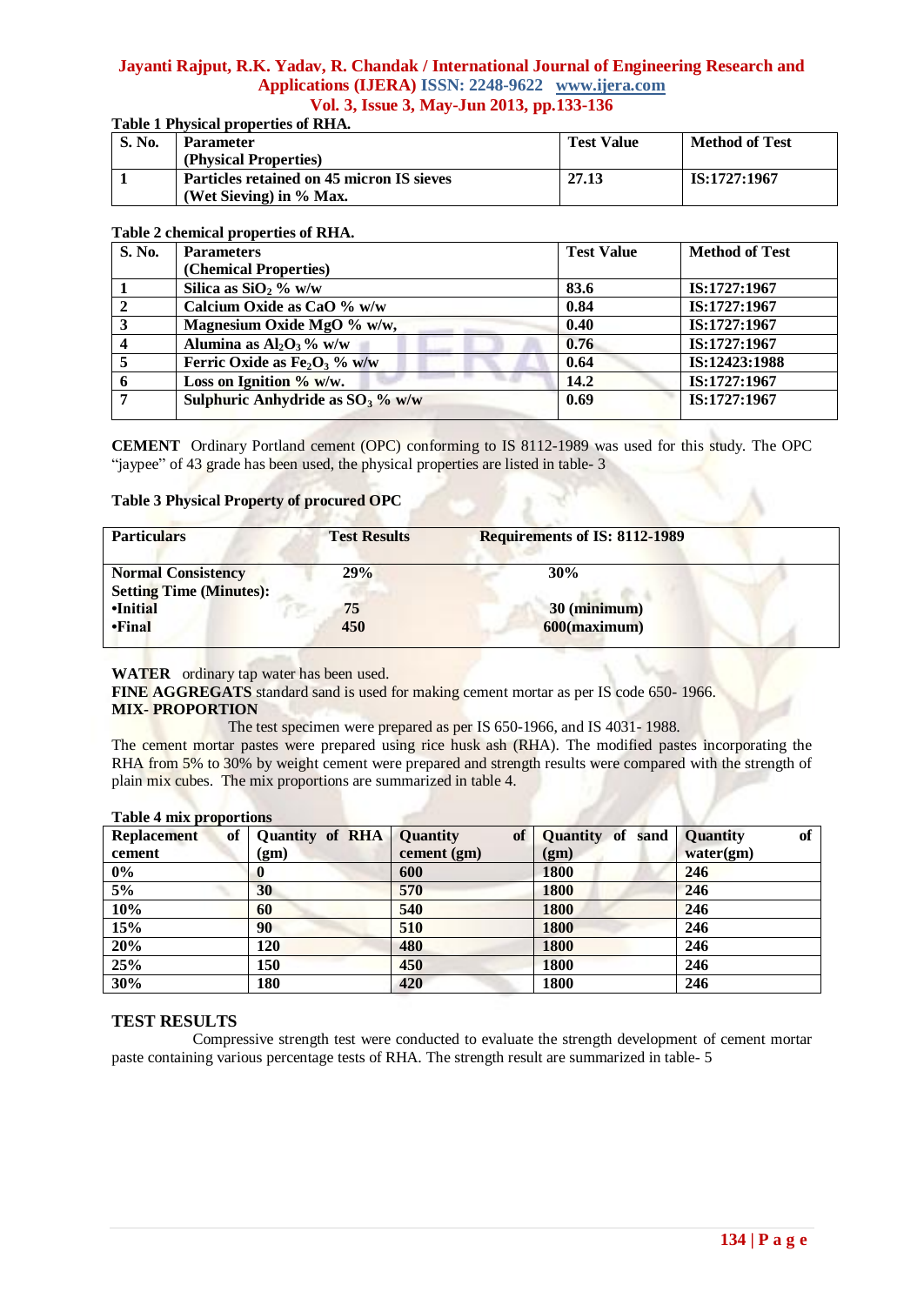**Table 1 Physical properties of RHA.**

| S. No. | Parameter (Physical Properties) | Test Value | Method of Test |
|---|---|---|---|
| 1 | Particles retained on 45 micron IS sieves (Wet Sieving) in % Max. | 27.13 | IS:1727:1967 |

**Table 2 chemical properties of RHA.**

| S. No. | Parameters (Chemical Properties) | Test Value | Method of Test |
|---|---|---|---|
| 1 | Silica as $SiO_2$ % w/w | 83.6 | IS:1727:1967 |
| 2 | Calcium Oxide as CaO % w/w | 0.84 | IS:1727:1967 |
| 3 | Magnesium Oxide MgO % w/w, | 0.40 | IS:1727:1967 |
| 4 | Alumina as $Al_2O_3$ % w/w | 0.76 | IS:1727:1967 |
| 5 | Ferric Oxide as $Fe_2O_3$ % w/w | 0.64 | IS:12423:1988 |
| 6 | Loss on Ignition % w/w. | 14.2 | IS:1727:1967 |
| 7 | Sulphuric Anhydride as $SO_3$ % w/w | 0.69 | IS:1727:1967 |

**CEMENT** Ordinary Portland cement (OPC) conforming to IS 8112-1989 was used for this study. The OPC "jaypee" of 43 grade has been used, the physical properties are listed in table- 3

**Table 3 Physical Property of procured OPC**

| Particulars | Test Results | Requirements of IS: 8112-1989 |
|---|---|---|
| Normal Consistency | 29% | 30% |
| Setting Time (Minutes): | | |
| •Initial | 75 | 30 (minimum) |
| •Final | 450 | 600(maximum) |

**WATER** ordinary tap water has been used.

**FINE AGGREGATS** standard sand is used for making cement mortar as per IS code 650- 1966.

**MIX- PROPORTION**

The test specimen were prepared as per IS 650-1966, and IS 4031- 1988.

The cement mortar pastes were prepared using rice husk ash (RHA). The modified pastes incorporating the RHA from 5% to 30% by weight cement were prepared and strength results were compared with the strength of plain mix cubes. The mix proportions are summarized in table 4.

**Table 4 mix proportions**

| Replacement of cement | Quantity of RHA (gm) | Quantity of cement (gm) | Quantity of sand (gm) | Quantity of water(gm) |
|---|---|---|---|---|
| 0% | 0 | 600 | 1800 | 246 |
| 5% | 30 | 570 | 1800 | 246 |
| 10% | 60 | 540 | 1800 | 246 |
| 15% | 90 | 510 | 1800 | 246 |
| 20% | 120 | 480 | 1800 | 246 |
| 25% | 150 | 450 | 1800 | 246 |
| 30% | 180 | 420 | 1800 | 246 |

## TEST RESULTS

Compressive strength test were conducted to evaluate the strength development of cement mortar paste containing various percentage tests of RHA. The strength result are summarized in table- 5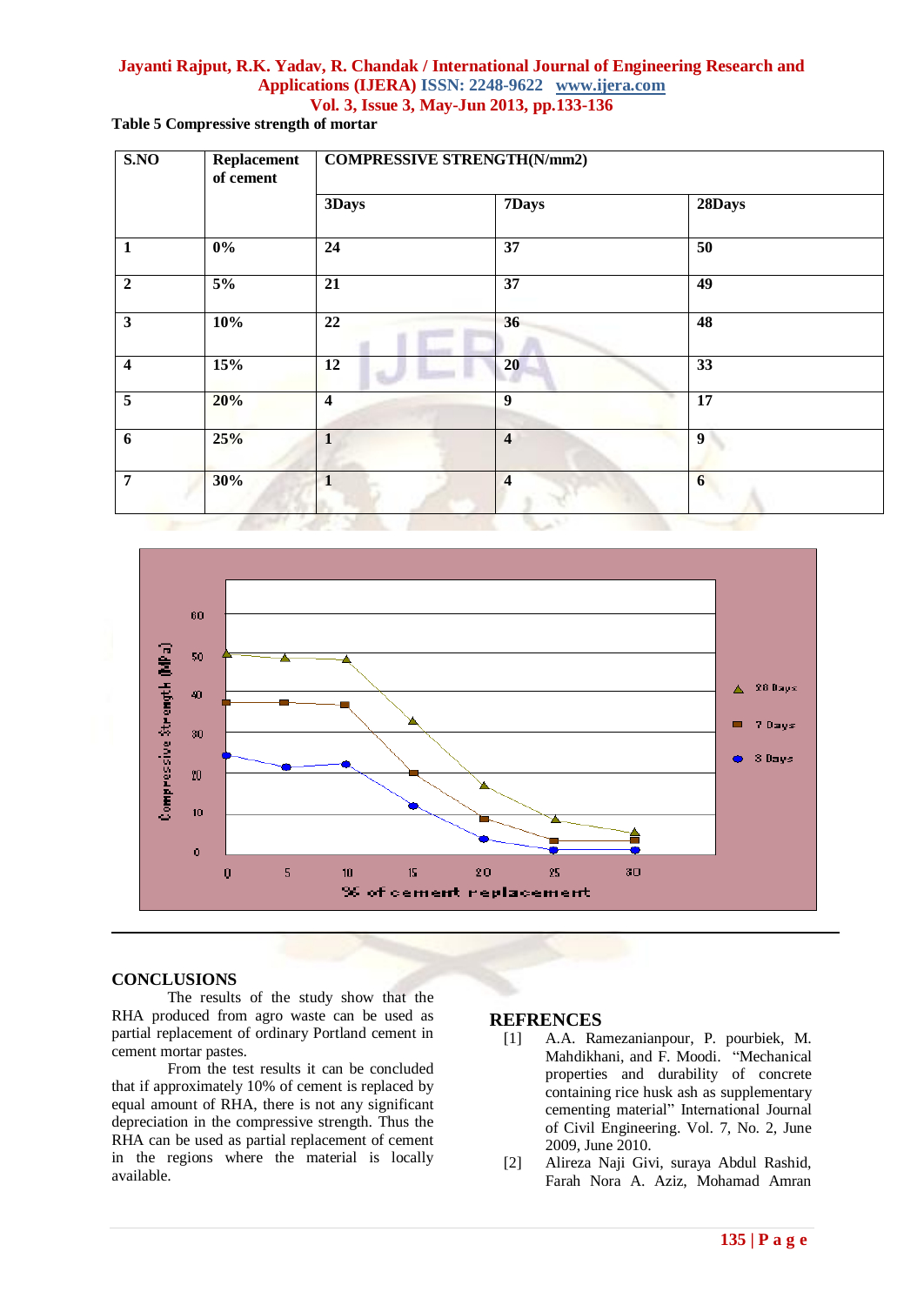**Table 5 Compressive strength of mortar**

| S.NO | Replacement of cement | COMPRESSIVE STRENGTH(N/mm2) | | |
|---|---|---|---|---|
| | | 3Days | 7Days | 28Days |
| 1 | 0% | 24 | 37 | 50 |
| 2 | 5% | 21 | 37 | 49 |
| 3 | 10% | 22 | 36 | 48 |
| 4 | 15% | 12 | 20 | 33 |
| 5 | 20% | 4 | 9 | 17 |
| 6 | 25% | 1 | 4 | 9 |
| 7 | 30% | 1 | 4 | 6 |

## CONCLUSIONS

The results of the study show that the RHA produced from agro waste can be used as partial replacement of ordinary Portland cement in cement mortar pastes.

From the test results it can be concluded that if approximately 10% of cement is replaced by equal amount of RHA, there is not any significant depreciation in the compressive strength. Thus the RHA can be used as partial replacement of cement in the regions where the material is locally available.

## REFRENCES

[1] A.A. Ramezanianpour, P. pourbiek, M. Mahdikhani, and F. Moodi. "Mechanical properties and durability of concrete containing rice husk ash as supplementary cementing material" International Journal of Civil Engineering. Vol. 7, No. 2, June 2009, June 2010.

[2] Alireza Naji Givi, suraya Abdul Rashid, Farah Nora A. Aziz, Mohamad Amran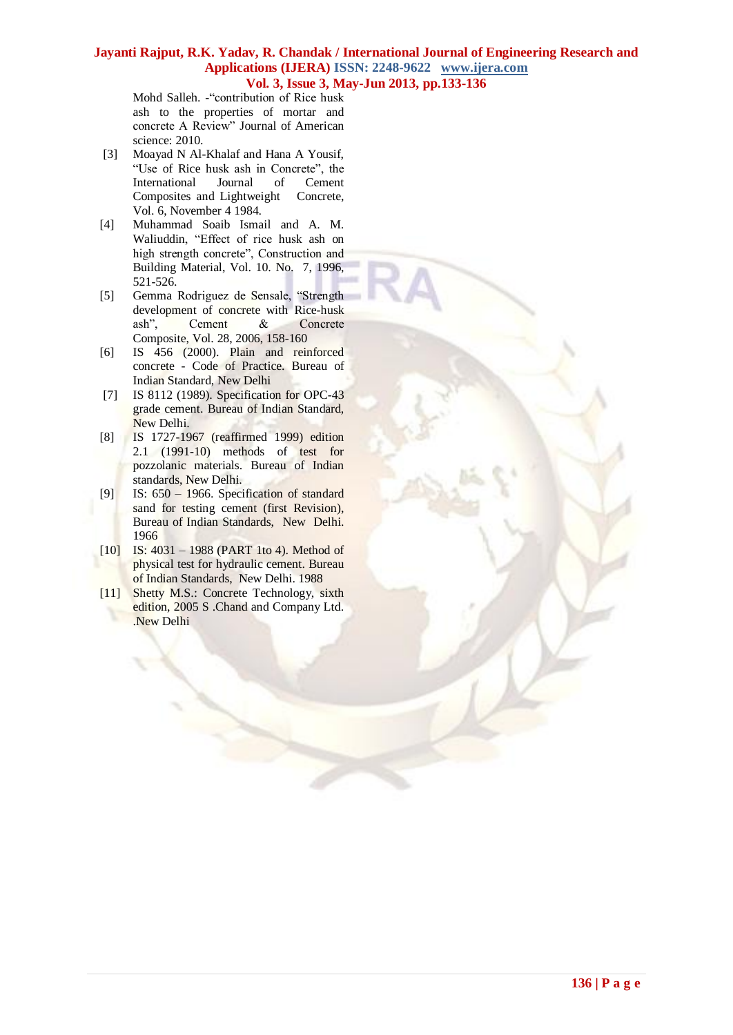Mohd Salleh. -"contribution of Rice husk ash to the properties of mortar and concrete A Review" Journal of American science: 2010.

[3] Moayad N Al-Khalaf and Hana A Yousif, "Use of Rice husk ash in Concrete", the International Journal of Cement Composites and Lightweight Concrete, Vol. 6, November 4 1984.

[4] Muhammad Soaib Ismail and A. M. Waliuddin, "Effect of rice husk ash on high strength concrete", Construction and Building Material, Vol. 10. No. 7, 1996, 521-526.

[5] Gemma Rodriguez de Sensale, "Strength development of concrete with Rice-husk ash", Cement & Concrete Composite, Vol. 28, 2006, 158-160

[6] IS 456 (2000). Plain and reinforced concrete - Code of Practice. Bureau of Indian Standard, New Delhi

[7] IS 8112 (1989). Specification for OPC-43 grade cement. Bureau of Indian Standard, New Delhi.

[8] IS 1727-1967 (reaffirmed 1999) edition 2.1 (1991-10) methods of test for pozzolanic materials. Bureau of Indian standards, New Delhi.

[9] IS: 650 – 1966. Specification of standard sand for testing cement (first Revision), Bureau of Indian Standards, New Delhi. 1966

[10] IS: 4031 – 1988 (PART 1to 4). Method of physical test for hydraulic cement. Bureau of Indian Standards, New Delhi. 1988

[11] Shetty M.S.: Concrete Technology, sixth edition, 2005 S .Chand and Company Ltd. .New Delhi